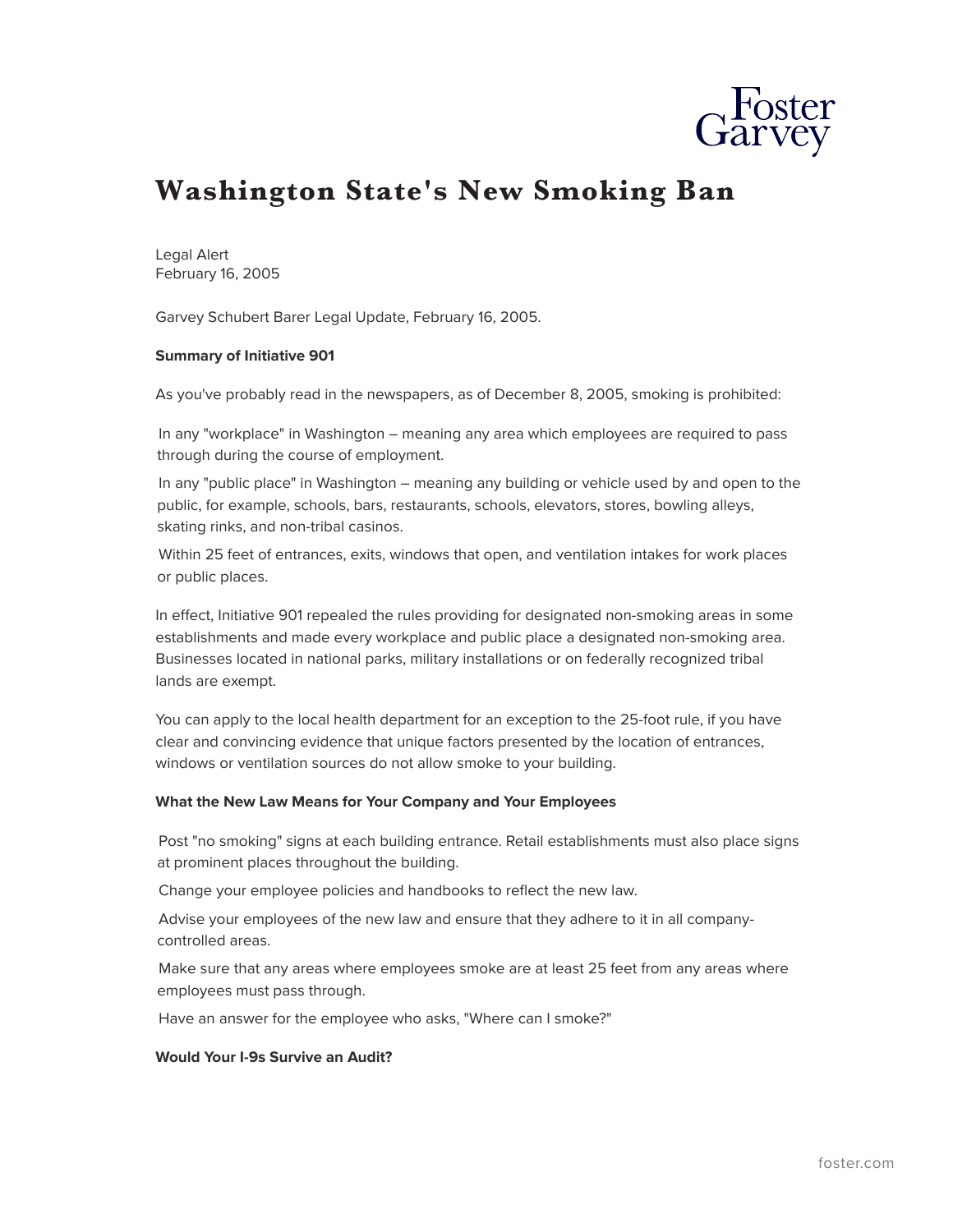# Washington State's New Smoking Ban

Legal Alert
February 16, 2005

Garvey Schubert Barer Legal Update, February 16, 2005.

**Summary of Initiative 901**

As you've probably read in the newspapers, as of December 8, 2005, smoking is prohibited:

- In any "workplace" in Washington – meaning any area which employees are required to pass through during the course of employment.
- In any "public place" in Washington – meaning any building or vehicle used by and open to the public, for example, schools, bars, restaurants, schools, elevators, stores, bowling alleys, skating rinks, and non-tribal casinos.
- Within 25 feet of entrances, exits, windows that open, and ventilation intakes for work places or public places.

In effect, Initiative 901 repealed the rules providing for designated non-smoking areas in some establishments and made every workplace and public place a designated non-smoking area. Businesses located in national parks, military installations or on federally recognized tribal lands are exempt.

You can apply to the local health department for an exception to the 25-foot rule, if you have clear and convincing evidence that unique factors presented by the location of entrances, windows or ventilation sources do not allow smoke to your building.

**What the New Law Means for Your Company and Your Employees**

- Post "no smoking" signs at each building entrance. Retail establishments must also place signs at prominent places throughout the building.
- Change your employee policies and handbooks to reflect the new law.
- Advise your employees of the new law and ensure that they adhere to it in all company-controlled areas.
- Make sure that any areas where employees smoke are at least 25 feet from any areas where employees must pass through.
- Have an answer for the employee who asks, "Where can I smoke?"

**Would Your I-9s Survive an Audit?**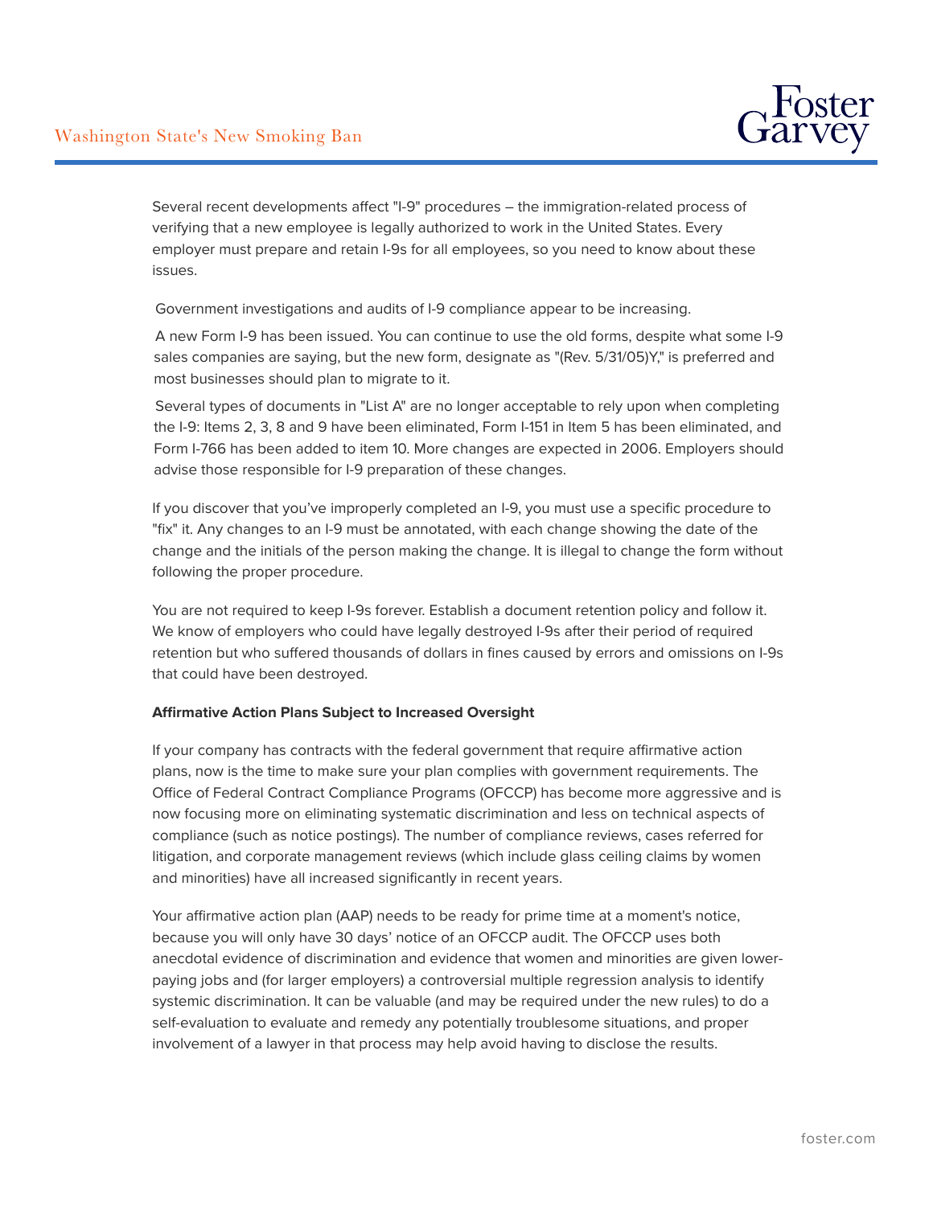Several recent developments affect "I-9" procedures – the immigration-related process of verifying that a new employee is legally authorized to work in the United States. Every employer must prepare and retain I-9s for all employees, so you need to know about these issues.

Government investigations and audits of I-9 compliance appear to be increasing.

A new Form I-9 has been issued. You can continue to use the old forms, despite what some I-9 sales companies are saying, but the new form, designate as "(Rev. 5/31/05)Y," is preferred and most businesses should plan to migrate to it.

Several types of documents in "List A" are no longer acceptable to rely upon when completing the I-9: Items 2, 3, 8 and 9 have been eliminated, Form I-151 in Item 5 has been eliminated, and Form I-766 has been added to item 10. More changes are expected in 2006. Employers should advise those responsible for I-9 preparation of these changes.

If you discover that you've improperly completed an I-9, you must use a specific procedure to "fix" it. Any changes to an I-9 must be annotated, with each change showing the date of the change and the initials of the person making the change. It is illegal to change the form without following the proper procedure.

You are not required to keep I-9s forever. Establish a document retention policy and follow it. We know of employers who could have legally destroyed I-9s after their period of required retention but who suffered thousands of dollars in fines caused by errors and omissions on I-9s that could have been destroyed.

**Affirmative Action Plans Subject to Increased Oversight**

If your company has contracts with the federal government that require affirmative action plans, now is the time to make sure your plan complies with government requirements. The Office of Federal Contract Compliance Programs (OFCCP) has become more aggressive and is now focusing more on eliminating systematic discrimination and less on technical aspects of compliance (such as notice postings). The number of compliance reviews, cases referred for litigation, and corporate management reviews (which include glass ceiling claims by women and minorities) have all increased significantly in recent years.

Your affirmative action plan (AAP) needs to be ready for prime time at a moment's notice, because you will only have 30 days' notice of an OFCCP audit. The OFCCP uses both anecdotal evidence of discrimination and evidence that women and minorities are given lower-paying jobs and (for larger employers) a controversial multiple regression analysis to identify systemic discrimination. It can be valuable (and may be required under the new rules) to do a self-evaluation to evaluate and remedy any potentially troublesome situations, and proper involvement of a lawyer in that process may help avoid having to disclose the results.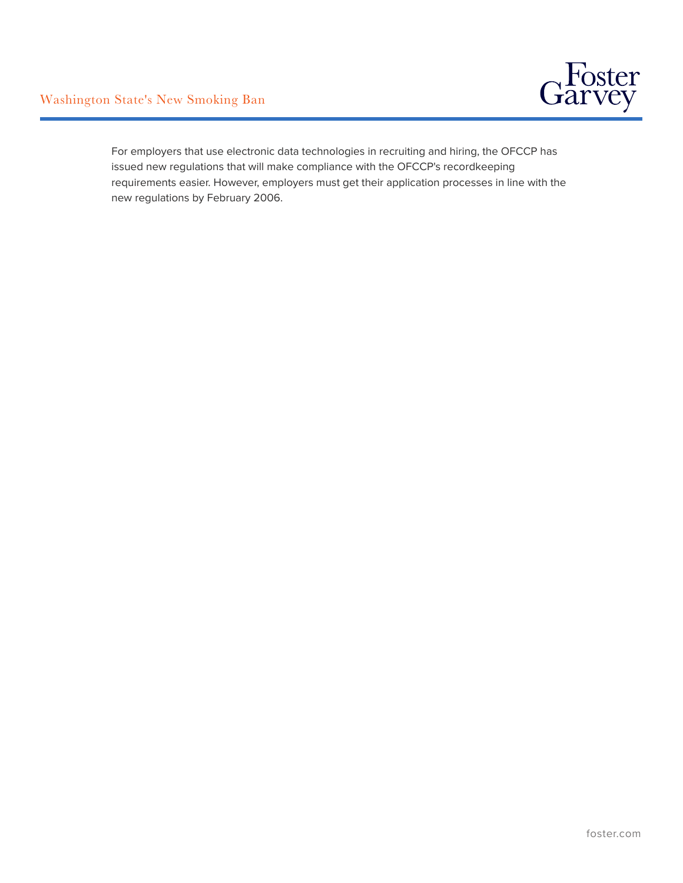For employers that use electronic data technologies in recruiting and hiring, the OFCCP has issued new regulations that will make compliance with the OFCCP's recordkeeping requirements easier. However, employers must get their application processes in line with the new regulations by February 2006.